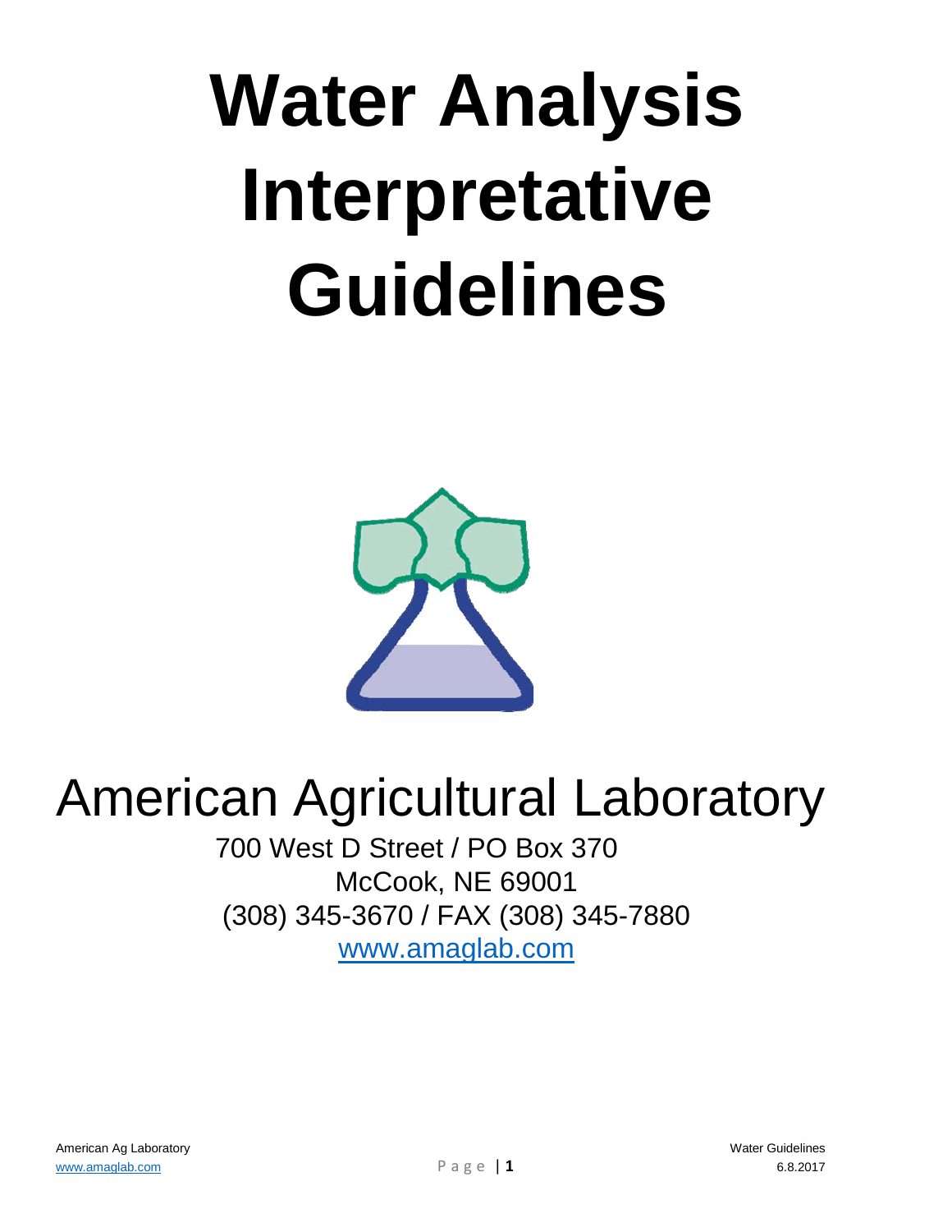# Water Analysis Interpretative Guidelines

American Agricultural Laboratory

700 West D Street / PO Box 370
McCook, NE 69001
(308) 345-3670 / FAX (308) 345-7880
www.amaglab.com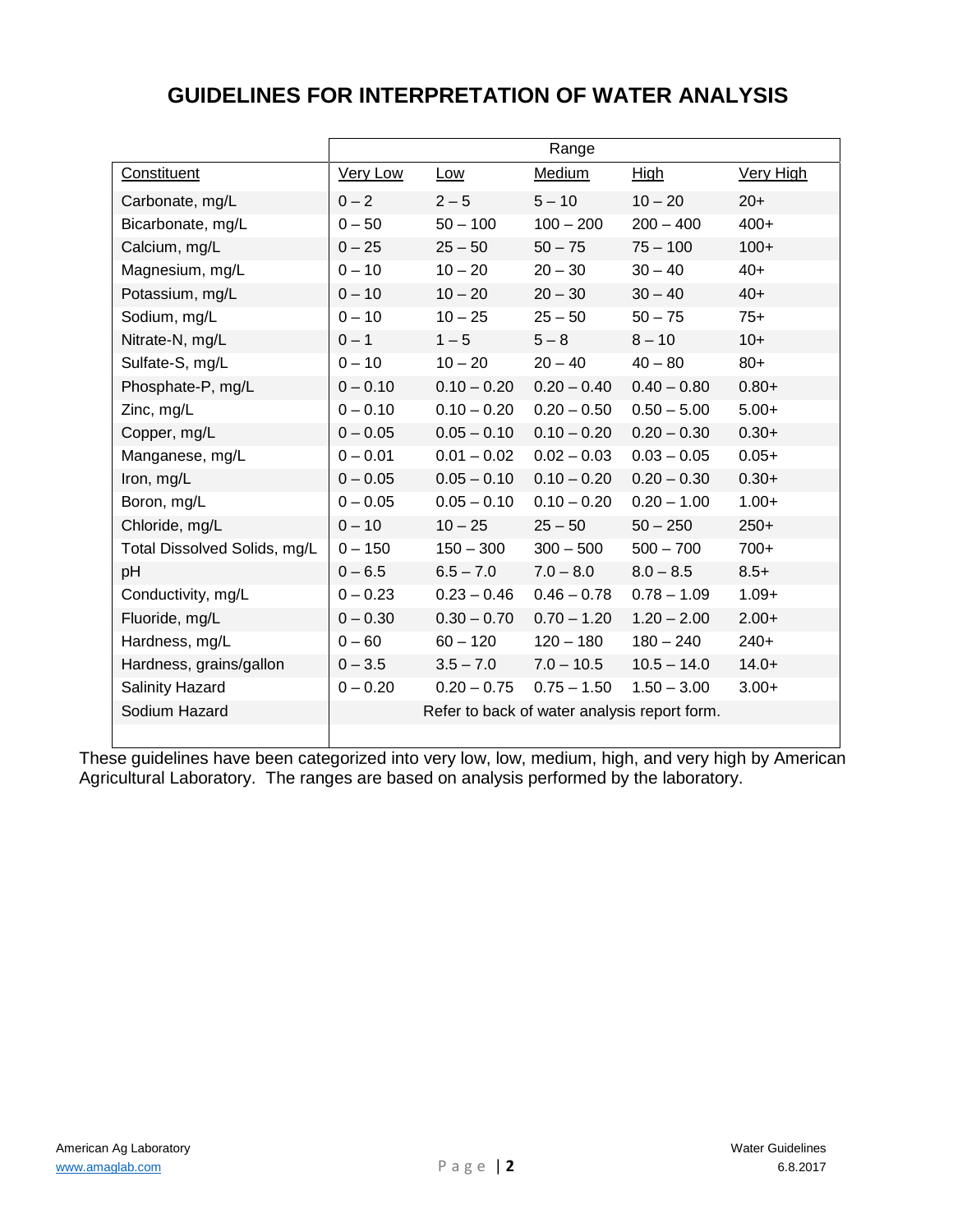# GUIDELINES FOR INTERPRETATION OF WATER ANALYSIS

| | Range | | | | |
|---|---|---|---|---|---|
| Constituent | Very Low | Low | Medium | High | Very High |
| Carbonate, mg/L | 0 – 2 | 2 – 5 | 5 – 10 | 10 – 20 | 20+ |
| Bicarbonate, mg/L | 0 – 50 | 50 – 100 | 100 – 200 | 200 – 400 | 400+ |
| Calcium, mg/L | 0 – 25 | 25 – 50 | 50 – 75 | 75 – 100 | 100+ |
| Magnesium, mg/L | 0 – 10 | 10 – 20 | 20 – 30 | 30 – 40 | 40+ |
| Potassium, mg/L | 0 – 10 | 10 – 20 | 20 – 30 | 30 – 40 | 40+ |
| Sodium, mg/L | 0 – 10 | 10 – 25 | 25 – 50 | 50 – 75 | 75+ |
| Nitrate-N, mg/L | 0 – 1 | 1 – 5 | 5 – 8 | 8 – 10 | 10+ |
| Sulfate-S, mg/L | 0 – 10 | 10 – 20 | 20 – 40 | 40 – 80 | 80+ |
| Phosphate-P, mg/L | 0 – 0.10 | 0.10 – 0.20 | 0.20 – 0.40 | 0.40 – 0.80 | 0.80+ |
| Zinc, mg/L | 0 – 0.10 | 0.10 – 0.20 | 0.20 – 0.50 | 0.50 – 5.00 | 5.00+ |
| Copper, mg/L | 0 – 0.05 | 0.05 – 0.10 | 0.10 – 0.20 | 0.20 – 0.30 | 0.30+ |
| Manganese, mg/L | 0 – 0.01 | 0.01 – 0.02 | 0.02 – 0.03 | 0.03 – 0.05 | 0.05+ |
| Iron, mg/L | 0 – 0.05 | 0.05 – 0.10 | 0.10 – 0.20 | 0.20 – 0.30 | 0.30+ |
| Boron, mg/L | 0 – 0.05 | 0.05 – 0.10 | 0.10 – 0.20 | 0.20 – 1.00 | 1.00+ |
| Chloride, mg/L | 0 – 10 | 10 – 25 | 25 – 50 | 50 – 250 | 250+ |
| Total Dissolved Solids, mg/L | 0 – 150 | 150 – 300 | 300 – 500 | 500 – 700 | 700+ |
| pH | 0 – 6.5 | 6.5 – 7.0 | 7.0 – 8.0 | 8.0 – 8.5 | 8.5+ |
| Conductivity, mg/L | 0 – 0.23 | 0.23 – 0.46 | 0.46 – 0.78 | 0.78 – 1.09 | 1.09+ |
| Fluoride, mg/L | 0 – 0.30 | 0.30 – 0.70 | 0.70 – 1.20 | 1.20 – 2.00 | 2.00+ |
| Hardness, mg/L | 0 – 60 | 60 – 120 | 120 – 180 | 180 – 240 | 240+ |
| Hardness, grains/gallon | 0 – 3.5 | 3.5 – 7.0 | 7.0 – 10.5 | 10.5 – 14.0 | 14.0+ |
| Salinity Hazard | 0 – 0.20 | 0.20 – 0.75 | 0.75 – 1.50 | 1.50 – 3.00 | 3.00+ |
| Sodium Hazard | Refer to back of water analysis report form. | | | | |

These guidelines have been categorized into very low, low, medium, high, and very high by American Agricultural Laboratory. The ranges are based on analysis performed by the laboratory.